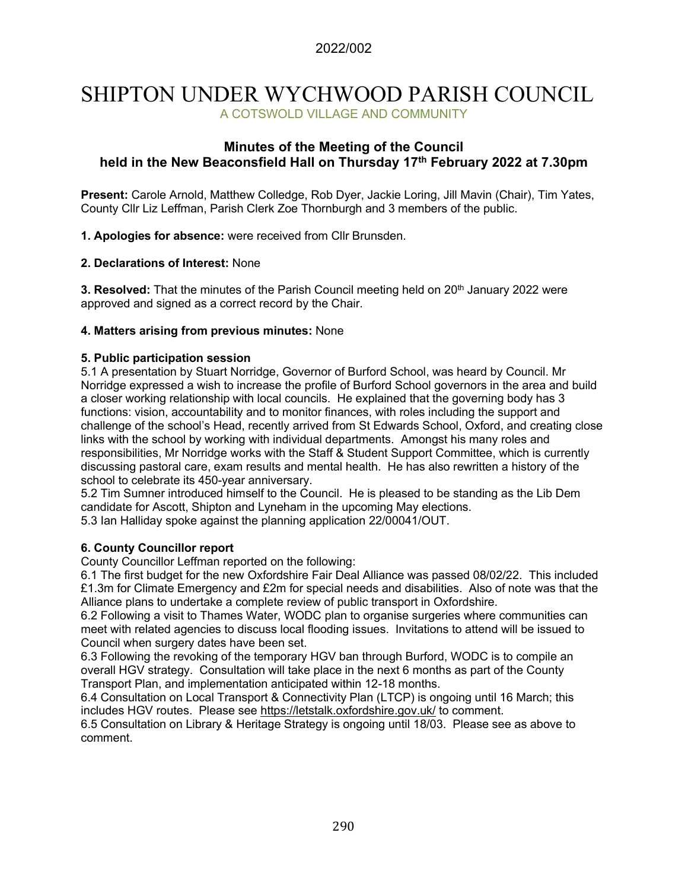2022/002

# SHIPTON UNDER WYCHWOOD PARISH COUNCIL

A COTSWOLD VILLAGE AND COMMUNITY

## Minutes of the Meeting of the Council held in the New Beaconsfield Hall on Thursday 17th February 2022 at 7.30pm

**Present:** Carole Arnold, Matthew Colledge, Rob Dyer, Jackie Loring, Jill Mavin (Chair), Tim Yates, County Cllr Liz Leffman, Parish Clerk Zoe Thornburgh and 3 members of the public.

**1. Apologies for absence:** were received from Cllr Brunsden.

**2. Declarations of Interest:** None

**3. Resolved:** That the minutes of the Parish Council meeting held on 20th January 2022 were approved and signed as a correct record by the Chair.

**4. Matters arising from previous minutes:** None

**5. Public participation session**

5.1 A presentation by Stuart Norridge, Governor of Burford School, was heard by Council. Mr Norridge expressed a wish to increase the profile of Burford School governors in the area and build a closer working relationship with local councils. He explained that the governing body has 3 functions: vision, accountability and to monitor finances, with roles including the support and challenge of the school's Head, recently arrived from St Edwards School, Oxford, and creating close links with the school by working with individual departments. Amongst his many roles and responsibilities, Mr Norridge works with the Staff & Student Support Committee, which is currently discussing pastoral care, exam results and mental health. He has also rewritten a history of the school to celebrate its 450-year anniversary.

5.2 Tim Sumner introduced himself to the Council. He is pleased to be standing as the Lib Dem candidate for Ascott, Shipton and Lyneham in the upcoming May elections.

5.3 Ian Halliday spoke against the planning application 22/00041/OUT.

**6. County Councillor report**

County Councillor Leffman reported on the following:

6.1 The first budget for the new Oxfordshire Fair Deal Alliance was passed 08/02/22. This included £1.3m for Climate Emergency and £2m for special needs and disabilities. Also of note was that the Alliance plans to undertake a complete review of public transport in Oxfordshire.

6.2 Following a visit to Thames Water, WODC plan to organise surgeries where communities can meet with related agencies to discuss local flooding issues. Invitations to attend will be issued to Council when surgery dates have been set.

6.3 Following the revoking of the temporary HGV ban through Burford, WODC is to compile an overall HGV strategy. Consultation will take place in the next 6 months as part of the County Transport Plan, and implementation anticipated within 12-18 months.

6.4 Consultation on Local Transport & Connectivity Plan (LTCP) is ongoing until 16 March; this includes HGV routes. Please see https://letstalk.oxfordshire.gov.uk/ to comment.

6.5 Consultation on Library & Heritage Strategy is ongoing until 18/03. Please see as above to comment.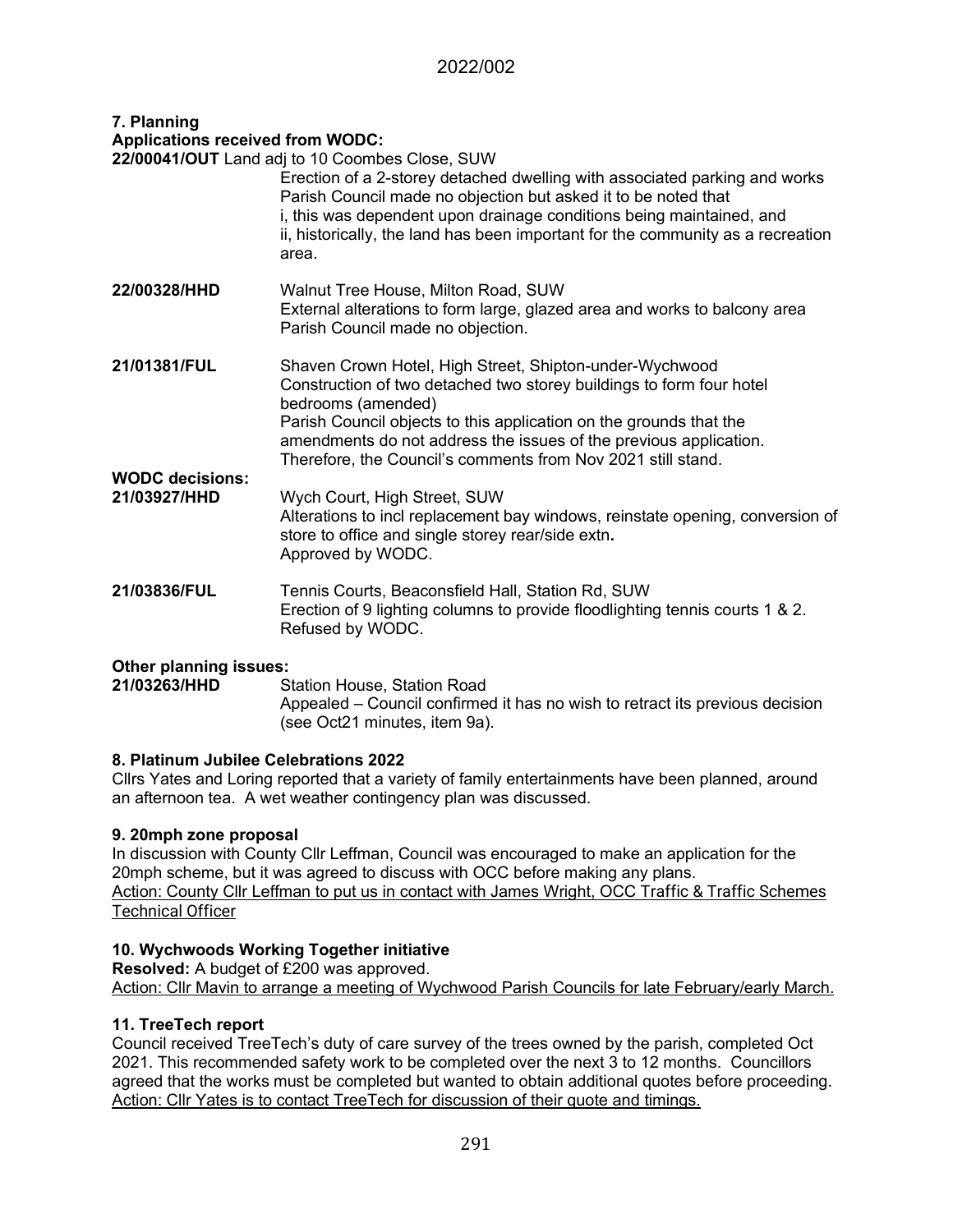## 7. Planning

### Applications received from WODC:

**22/00041/OUT** Land adj to 10 Coombes Close, SUW

Erection of a 2-storey detached dwelling with associated parking and works
Parish Council made no objection but asked it to be noted that
i, this was dependent upon drainage conditions being maintained, and
ii, historically, the land has been important for the community as a recreation area.

**22/00328/HHD** Walnut Tree House, Milton Road, SUW

External alterations to form large, glazed area and works to balcony area
Parish Council made no objection.

**21/01381/FUL** Shaven Crown Hotel, High Street, Shipton-under-Wychwood

Construction of two detached two storey buildings to form four hotel bedrooms (amended)
Parish Council objects to this application on the grounds that the amendments do not address the issues of the previous application. Therefore, the Council's comments from Nov 2021 still stand.

### WODC decisions:

**21/03927/HHD** Wych Court, High Street, SUW

Alterations to incl replacement bay windows, reinstate opening, conversion of store to office and single storey rear/side extn**.**
Approved by WODC.

**21/03836/FUL** Tennis Courts, Beaconsfield Hall, Station Rd, SUW

Erection of 9 lighting columns to provide floodlighting tennis courts 1 & 2.
Refused by WODC.

### Other planning issues:

**21/03263/HHD** Station House, Station Road

Appealed – Council confirmed it has no wish to retract its previous decision (see Oct21 minutes, item 9a).

## 8. Platinum Jubilee Celebrations 2022

Cllrs Yates and Loring reported that a variety of family entertainments have been planned, around an afternoon tea. A wet weather contingency plan was discussed.

## 9. 20mph zone proposal

In discussion with County Cllr Leffman, Council was encouraged to make an application for the 20mph scheme, but it was agreed to discuss with OCC before making any plans.

Action: County Cllr Leffman to put us in contact with James Wright, OCC Traffic & Traffic Schemes Technical Officer

## 10. Wychwoods Working Together initiative

**Resolved:** A budget of £200 was approved.

Action: Cllr Mavin to arrange a meeting of Wychwood Parish Councils for late February/early March.

## 11. TreeTech report

Council received TreeTech's duty of care survey of the trees owned by the parish, completed Oct 2021. This recommended safety work to be completed over the next 3 to 12 months. Councillors agreed that the works must be completed but wanted to obtain additional quotes before proceeding.

Action: Cllr Yates is to contact TreeTech for discussion of their quote and timings.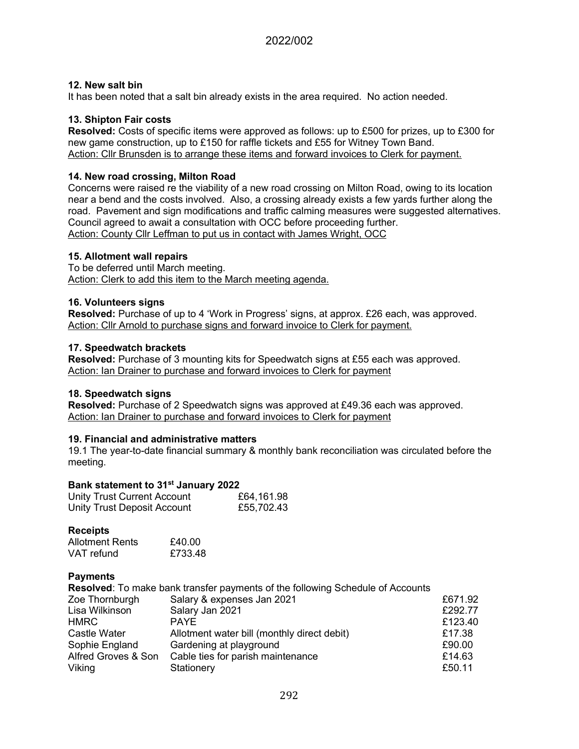**12. New salt bin**

It has been noted that a salt bin already exists in the area required. No action needed.

**13. Shipton Fair costs**

**Resolved:** Costs of specific items were approved as follows: up to £500 for prizes, up to £300 for new game construction, up to £150 for raffle tickets and £55 for Witney Town Band.

Action: Cllr Brunsden is to arrange these items and forward invoices to Clerk for payment.

**14. New road crossing, Milton Road**

Concerns were raised re the viability of a new road crossing on Milton Road, owing to its location near a bend and the costs involved. Also, a crossing already exists a few yards further along the road. Pavement and sign modifications and traffic calming measures were suggested alternatives. Council agreed to await a consultation with OCC before proceeding further.

Action: County Cllr Leffman to put us in contact with James Wright, OCC

**15. Allotment wall repairs**

To be deferred until March meeting.

Action: Clerk to add this item to the March meeting agenda.

**16. Volunteers signs**

**Resolved:** Purchase of up to 4 'Work in Progress' signs, at approx. £26 each, was approved.

Action: Cllr Arnold to purchase signs and forward invoice to Clerk for payment.

**17. Speedwatch brackets**

**Resolved:** Purchase of 3 mounting kits for Speedwatch signs at £55 each was approved.

Action: Ian Drainer to purchase and forward invoices to Clerk for payment

**18. Speedwatch signs**

**Resolved:** Purchase of 2 Speedwatch signs was approved at £49.36 each was approved.

Action: Ian Drainer to purchase and forward invoices to Clerk for payment

**19. Financial and administrative matters**

19.1 The year-to-date financial summary & monthly bank reconciliation was circulated before the meeting.

**Bank statement to 31st January 2022**

| | |
|---|---|
| Unity Trust Current Account | £64,161.98 |
| Unity Trust Deposit Account | £55,702.43 |

**Receipts**

| | |
|---|---|
| Allotment Rents | £40.00 |
| VAT refund | £733.48 |

**Payments**

**Resolved**: To make bank transfer payments of the following Schedule of Accounts

| | | |
|---|---|---|
| Zoe Thornburgh | Salary & expenses Jan 2021 | £671.92 |
| Lisa Wilkinson | Salary Jan 2021 | £292.77 |
| HMRC | PAYE | £123.40 |
| Castle Water | Allotment water bill (monthly direct debit) | £17.38 |
| Sophie England | Gardening at playground | £90.00 |
| Alfred Groves & Son | Cable ties for parish maintenance | £14.63 |
| Viking | Stationery | £50.11 |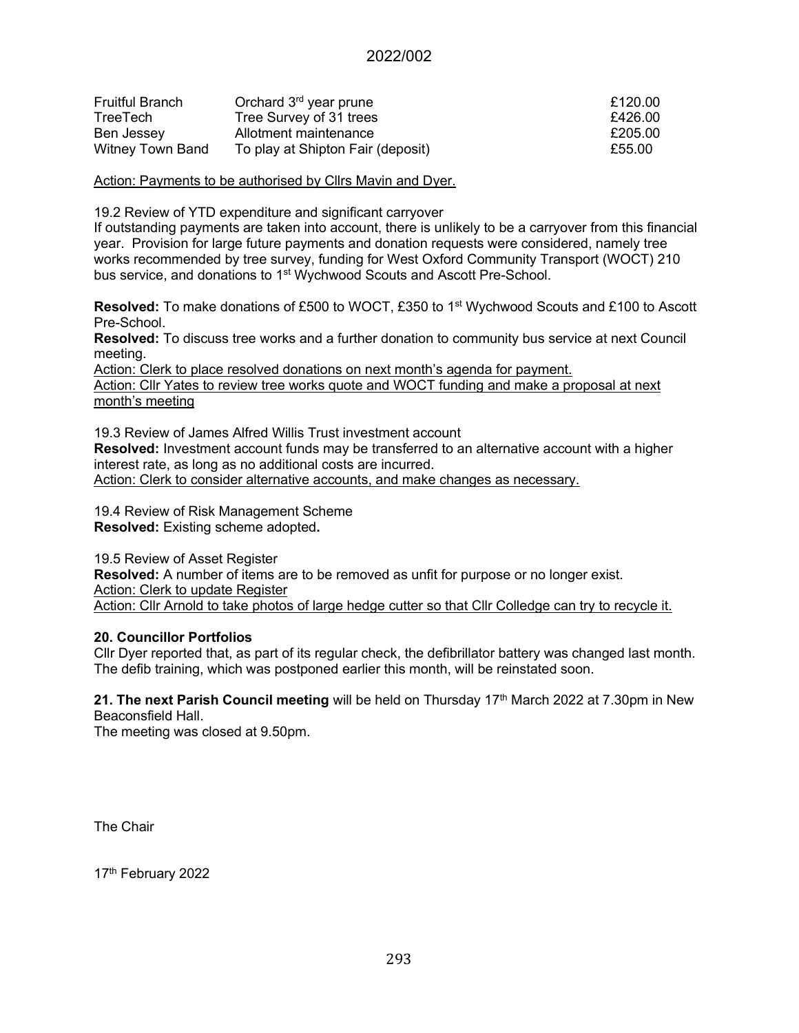| | | |
|---|---|---|
| Fruitful Branch | Orchard 3rd year prune | £120.00 |
| TreeTech | Tree Survey of 31 trees | £426.00 |
| Ben Jessey | Allotment maintenance | £205.00 |
| Witney Town Band | To play at Shipton Fair (deposit) | £55.00 |

Action: Payments to be authorised by Cllrs Mavin and Dyer.

19.2 Review of YTD expenditure and significant carryover

If outstanding payments are taken into account, there is unlikely to be a carryover from this financial year. Provision for large future payments and donation requests were considered, namely tree works recommended by tree survey, funding for West Oxford Community Transport (WOCT) 210 bus service, and donations to 1st Wychwood Scouts and Ascott Pre-School.

**Resolved:** To make donations of £500 to WOCT, £350 to 1st Wychwood Scouts and £100 to Ascott Pre-School.

**Resolved:** To discuss tree works and a further donation to community bus service at next Council meeting.

Action: Clerk to place resolved donations on next month's agenda for payment.

Action: Cllr Yates to review tree works quote and WOCT funding and make a proposal at next month's meeting

19.3 Review of James Alfred Willis Trust investment account

**Resolved:** Investment account funds may be transferred to an alternative account with a higher interest rate, as long as no additional costs are incurred.

Action: Clerk to consider alternative accounts, and make changes as necessary.

19.4 Review of Risk Management Scheme

**Resolved:** Existing scheme adopted**.**

19.5 Review of Asset Register

**Resolved:** A number of items are to be removed as unfit for purpose or no longer exist.

Action: Clerk to update Register

Action: Cllr Arnold to take photos of large hedge cutter so that Cllr Colledge can try to recycle it.

**20. Councillor Portfolios**

Cllr Dyer reported that, as part of its regular check, the defibrillator battery was changed last month. The defib training, which was postponed earlier this month, will be reinstated soon.

**21. The next Parish Council meeting** will be held on Thursday 17th March 2022 at 7.30pm in New Beaconsfield Hall.

The meeting was closed at 9.50pm.

The Chair

17th February 2022